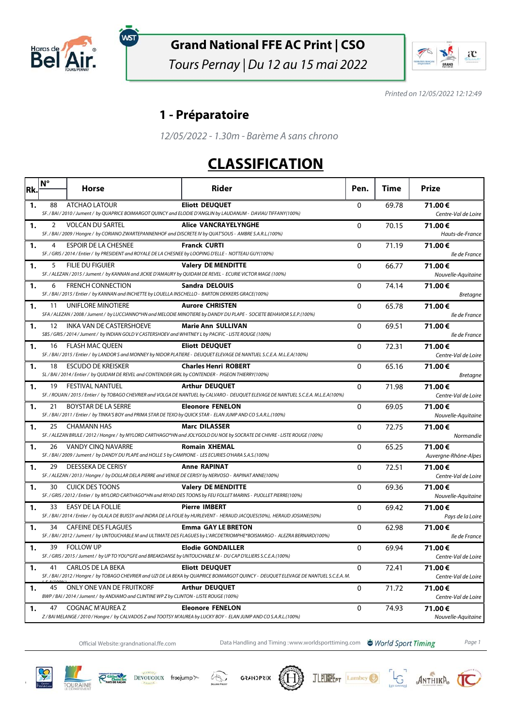# Grand National FFE AC Print | CSO

*Tours Pernay | Du 12 au 15 mai 2022*

*Printed on 12/05/2022 12:12:49*

## 1 - Préparatoire

*12/05/2022 - 1.30m - Barème A sans chrono*

# CLASSIFICATION

| Rk. | N° | Horse | Rider | Pen. | Time | Prize |
|---|---|---|---|---|---|---|
| 1. | 88 | ATCHAO LATOUR<br>SF. / BAI / 2010 / Jument / by QUAPRICE BOIMARGOT QUINCY and ELODIE D'ANGLIN by LAUDANUM - DAVIAU TIFFANY(100%) | **Eliott DEUQUET** | 0 | 69.78 | **71.00 €**<br>*Centre-Val de Loire* |
| 1. | 2 | VOLCAN DU SARTEL<br>SF. / BAI / 2009 / Hongre / by CORIANO ZWARTEPANNENHOF and DISCRETE IV by QUAT'SOUS - AMBRE S.A.R.L.(100%) | **Alice VANCRAYELYNGHE** | 0 | 70.15 | **71.00 €**<br>*Hauts-de-France* |
| 1. | 4 | ESPOIR DE LA CHESNEE<br>SF. / GRIS / 2014 / Entier / by PRESIDENT and ROYALE DE LA CHESNEE by LOOPING D'ELLE - NOTTEAU GUY(100%) | **Franck CURTI** | 0 | 71.19 | **71.00 €**<br>*Ile de France* |
| 1. | 5 | FILIE DU FIGUIER<br>SF. / ALEZAN / 2015 / Jument / by KANNAN and JICKIE D'AMAURY by QUIDAM DE REVEL - ECURIE VICTOR MAGE (100%) | **Valery DE MENDITTE** | 0 | 66.77 | **71.00 €**<br>*Nouvelle-Aquitaine* |
| 1. | 6 | FRENCH CONNECTION<br>SF. / BAI / 2015 / Entier / by KANNAN and INCHETTE by LOUELLA INSCHELLO - BARTON DEKKERS GRACE(100%) | **Sandra DELOUIS** | 0 | 74.14 | **71.00 €**<br>*Bretagne* |
| 1. | 11 | UNIFLORE MINOTIERE<br>SFA / ALEZAN / 2008 / Jument / by LUCCIANNO*HN and MELODIE MINOTIERE by DANDY DU PLAPE - SOCIETE BEHAVIOR S.E.P.(100%) | **Aurore CHRISTEN** | 0 | 65.78 | **71.00 €**<br>*Ile de France* |
| 1. | 12 | INKA VAN DE CASTERSHOEVE<br>SBS / GRIS / 2014 / Jument / by INDIAN GOLD V CASTERSHOEV and WHITNEY L by PACIFIC - LISTE ROUGE (100%) | **Marie Ann SULLIVAN** | 0 | 69.51 | **71.00 €**<br>*Ile de France* |
| 1. | 16 | FLASH MAC QUEEN<br>SF. / BAI / 2015 / Entier / by LANDOR S and MONNEY by NIDOR PLATIERE - DEUQUET ELEVAGE DE NANTUEL S.C.E.A. M.L.E.A(100%) | **Eliott DEUQUET** | 0 | 72.31 | **71.00 €**<br>*Centre-Val de Loire* |
| 1. | 18 | ESCUDO DE KREISKER<br>SL / BAI / 2014 / Entier / by QUIDAM DE REVEL and CONTENDER GIRL by CONTENDER - PIGEON THIERRY(100%) | **Charles Henri ROBERT** | 0 | 65.16 | **71.00 €**<br>*Bretagne* |
| 1. | 19 | FESTIVAL NANTUEL<br>SF. / ROUAN / 2015 / Entier / by TOBAGO CHEVRIER and VOLGA DE NANTUEL by CALVARO - DEUQUET ELEVAGE DE NANTUEL S.C.E.A. M.L.E.A(100%) | **Arthur DEUQUET** | 0 | 71.98 | **71.00 €**<br>*Centre-Val de Loire* |
| 1. | 21 | BOYSTAR DE LA SERRE<br>SF. / BAI / 2011 / Entier / by TINKA'S BOY and PRIMA STAR DE TEXO by QUICK STAR - ELAN JUMP AND CO S.A.R.L.(100%) | **Eleonore FENELON** | 0 | 69.05 | **71.00 €**<br>*Nouvelle-Aquitaine* |
| 1. | 25 | CHAMANN HAS<br>SF. / ALEZAN BRULE / 2012 / Hongre / by MYLORD CARTHAGO*HN and JOLYGOLD DU NOE by SOCRATE DE CHIVRE - LISTE ROUGE (100%) | **Marc DILASSER** | 0 | 72.75 | **71.00 €**<br>*Normandie* |
| 1. | 26 | VANDY CINQ NAVARRE<br>SF. / BAI / 2009 / Jument / by DANDY DU PLAPE and HOLLE 5 by CAMPIONE - LES ECURIES O'HARA S.A.S.(100%) | **Romain XHEMAL** | 0 | 65.25 | **71.00 €**<br>*Auvergne-Rhône-Alpes* |
| 1. | 29 | DEESSEKA DE CERISY<br>SF. / ALEZAN / 2013 / Hongre / by DOLLAR DELA PIERRE and VENUE DE CERISY by NERVOSO - RAPINAT ANNE(100%) | **Anne RAPINAT** | 0 | 72.51 | **71.00 €**<br>*Centre-Val de Loire* |
| 1. | 30 | CUICK DES TOONS<br>SF. / GRIS / 2012 / Entier / by MYLORD CARTHAGO*HN and RIYAD DES TOONS by FEU FOLLET MARINS - PIJOLLET PIERRE(100%) | **Valery DE MENDITTE** | 0 | 69.36 | **71.00 €**<br>*Nouvelle-Aquitaine* |
| 1. | 33 | EASY DE LA FOLLIE<br>SF. / BAI / 2014 / Entier / by OLALA DE BUISSY and INDRA DE LA FOLIE by HURLEVENT - HERAUD JACQUES(50%), HERAUD JOSIANE(50%) | **Pierre IMBERT** | 0 | 69.42 | **71.00 €**<br>*Pays de la Loire* |
| 1. | 34 | CAFEINE DES FLAGUES<br>SF. / BAI / 2012 / Jument / by UNTOUCHABLE M and ULTIMATE DES FLAGUES by L'ARCDETRIOMPHE*BOISMARGO - ALEZRA BERNARD(100%) | **Emma GAY LE BRETON** | 0 | 62.98 | **71.00 €**<br>*Ile de France* |
| 1. | 39 | FOLLOW UP<br>SF. / GRIS / 2015 / Jument / by UP TO YOU*GFE and BREAKDANSE by UNTOUCHABLE M - DU CAP D'ILLIERS S.C.E.A.(100%) | **Elodie GONDAILLER** | 0 | 69.94 | **71.00 €**<br>*Centre-Val de Loire* |
| 1. | 41 | CARLOS DE LA BEKA<br>SF. / BAI / 2012 / Hongre / by TOBAGO CHEVRIER and UZI DE LA BEKA by QUAPRICE BOIMARGOT QUINCY - DEUQUET ELEVAGE DE NANTUEL S.C.E.A. M.L.E.A(100%) | **Eliott DEUQUET** | 0 | 72.41 | **71.00 €**<br>*Centre-Val de Loire* |
| 1. | 45 | ONLY ONE VAN DE FRUITKORF<br>BWP / BAI / 2014 / Jument / by ANDIAMO and CLINTINE WP Z by CLINTON - LISTE ROUGE (100%) | **Arthur DEUQUET** | 0 | 71.72 | **71.00 €**<br>*Centre-Val de Loire* |
| 1. | 47 | COGNAC M'AUREA Z<br>Z / BAI MELANGE / 2010 / Hongre / by CALVADOS Z and TOOTSY M'AUREA by LUCKY BOY - ELAN JUMP AND CO S.A.R.L.(100%) | **Eleonore FENELON** | 0 | 74.93 | **71.00 €**<br>*Nouvelle-Aquitaine* |

Official Website: grandnational.ffe.com — Data Handling and Timing : www.worldsporttiming.com — World Sport Timing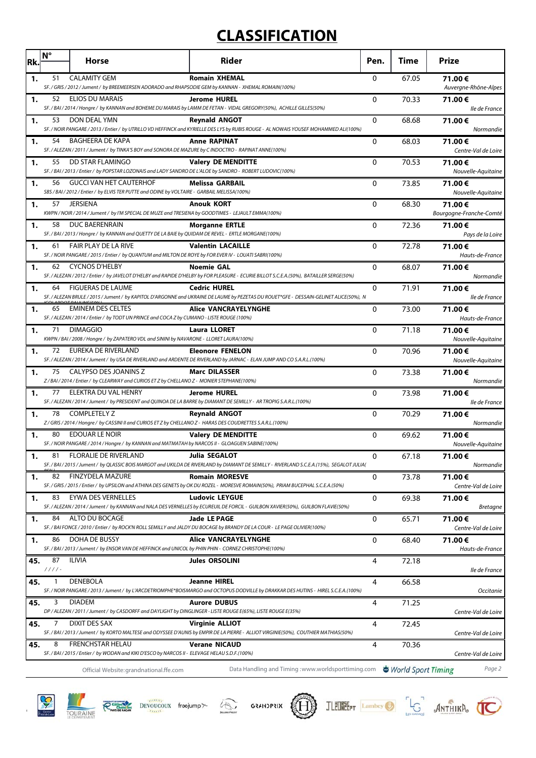# CLASSIFICATION

| Rk. | N° | Horse | Rider | Pen. | Time | Prize |
|---|---|---|---|---|---|---|
| 1. | 51 | CALAMITY GEM<br>SF. / GRIS / 2012 / Jument / by BREEMEERSEN ADORADO and RHAPSODIE GEM by KANNAN - XHEMAL ROMAIN(100%) | Romain XHEMAL | 0 | 67.05 | 71.00 €<br>Auvergne-Rhône-Alpes |
| 1. | 52 | ELIOS DU MARAIS<br>SF. / BAI / 2014 / Hongre / by KANNAN and BOHEME DU MARAIS by LAMM DE FETAN - VIDAL GREGORY(50%), ACHILLE GILLES(50%) | Jerome HUREL | 0 | 70.33 | 71.00 €<br>Ile de France |
| 1. | 53 | DON DEAL YMN<br>SF. / NOIR PANGARE / 2013 / Entier / by UTRILLO VD HEFFINCK and KYRIELLE DES LYS by RUBIS ROUGE - AL NOWAIS YOUSEF MOHAMMED ALI(100%) | Reynald ANGOT | 0 | 68.68 | 71.00 €<br>Normandie |
| 1. | 54 | BAGHEERA DE KAPA<br>SF. / ALEZAN / 2011 / Jument / by TINKA'S BOY and SONORA DE MAZURE by C INDOCTRO - RAPINAT ANNE(100%) | Anne RAPINAT | 0 | 68.03 | 71.00 €<br>Centre-Val de Loire |
| 1. | 55 | DD STAR FLAMINGO<br>SF. / BAI / 2013 / Entier / by POPSTAR LOZONAIS and LADY SANDRO DE L'ALOE by SANDRO - ROBERT LUDOVIC(100%) | Valery DE MENDITTE | 0 | 70.53 | 71.00 €<br>Nouvelle-Aquitaine |
| 1. | 56 | GUCCI VAN HET CAUTERHOF<br>SBS / BAI / 2012 / Entier / by ELVIS TER PUTTE and ODINE by VOLTAIRE - GARBAIL MELISSA(100%) | Melissa GARBAIL | 0 | 73.85 | 71.00 €<br>Nouvelle-Aquitaine |
| 1. | 57 | JERSIENA<br>KWPN / NOIR / 2014 / Jument / by I'M SPECIAL DE MUZE and TRESIENA by GOODTIMES - LEJAULT EMMA(100%) | Anouk KORT | 0 | 68.30 | 71.00 €<br>Bourgogne-Franche-Comté |
| 1. | 58 | DUC BAERENRAIN<br>SF. / BAI / 2013 / Hongre / by KANNAN and QUETTY DE LA BAIE by QUIDAM DE REVEL - ERTLE MORGANE(100%) | Morganne ERTLE | 0 | 72.36 | 71.00 €<br>Pays de la Loire |
| 1. | 61 | FAIR PLAY DE LA RIVE<br>SF. / NOIR PANGARE / 2015 / Entier / by QUANTUM and MILTON DE ROYE by FOR EVER IV - LOUATI SABRI(100%) | Valentin LACAILLE | 0 | 72.78 | 71.00 €<br>Hauts-de-France |
| 1. | 62 | CYCNOS D'HELBY<br>SF. / ALEZAN / 2012 / Entier / by JAVELOT D'HELBY and RAPIDE D'HELBY by FOR PLEASURE - ECURIE BILLOT S.C.E.A.(50%), BATAILLER SERGE(50%) | Noemie GAL | 0 | 68.07 | 71.00 €<br>Normandie |
| 1. | 64 | FIGUERAS DE LAUME<br>SF. / ALEZAN BRULE / 2015 / Jument / by KAPITOL D'ARGONNE and UKRAINE DE LAUME by PEZETAS DU ROUET*GFE - DESSAIN-GELINET ALICE(50%), N | Cedric HUREL | 0 | 71.91 | 71.00 €<br>Ile de France |
| 1. | 65 | EMINEM DES CELTES<br>SF. / ALEZAN / 2014 / Entier / by TODT UN PRINCE and COCA Z by CUMANO - LISTE ROUGE (100%) | Alice VANCRAYELYNGHE | 0 | 73.00 | 71.00 €<br>Hauts-de-France |
| 1. | 71 | DIMAGGIO<br>KWPN / BAI / 2008 / Hongre / by ZAPATERO VDL and SININI by NAVARONE - LLORET LAURA(100%) | Laura LLORET | 0 | 71.18 | 71.00 €<br>Nouvelle-Aquitaine |
| 1. | 72 | EUREKA DE RIVERLAND<br>SF. / ALEZAN / 2014 / Jument / by USA DE RIVERLAND and ARDENTE DE RIVERLAND by JARNAC - ELAN JUMP AND CO S.A.R.L.(100%) | Eleonore FENELON | 0 | 70.96 | 71.00 €<br>Nouvelle-Aquitaine |
| 1. | 75 | CALYPSO DES JOANINS Z<br>Z / BAI / 2014 / Entier / by CLEARWAY and CURIOS ET Z by CHELLANO Z - MONIER STEPHANE(100%) | Marc DILASSER | 0 | 73.38 | 71.00 €<br>Normandie |
| 1. | 77 | ELEKTRA DU VAL HENRY<br>SF. / ALEZAN / 2014 / Jument / by PRESIDENT and QUINOA DE LA BARRE by DIAMANT DE SEMILLY - AR TROPIG S.A.R.L.(100%) | Jerome HUREL | 0 | 73.98 | 71.00 €<br>Ile de France |
| 1. | 78 | COMPLETELY Z<br>Z / GRIS / 2014 / Hongre / by CASSINI II and CURIOS ET Z by CHELLANO Z - HARAS DES COUDRETTES S.A.R.L.(100%) | Reynald ANGOT | 0 | 70.29 | 71.00 €<br>Normandie |
| 1. | 80 | EDOUAR LE NOIR<br>SF. / NOIR PANGARE / 2014 / Hongre / by KANNAN and MATMATAH by NARCOS II - GLOAGUEN SABINE(100%) | Valery DE MENDITTE | 0 | 69.62 | 71.00 €<br>Nouvelle-Aquitaine |
| 1. | 81 | FLORALIE DE RIVERLAND<br>SF. / BAI / 2015 / Jument / by QLASSIC BOIS MARGOT and UKILDA DE RIVERLAND by DIAMANT DE SEMILLY - RIVERLAND S.C.E.A.(15%), SEGALOT JULIA( | Julia SEGALOT | 0 | 67.18 | 71.00 €<br>Normandie |
| 1. | 82 | FINZYDELA MAZURE<br>SF. / GRIS / 2015 / Entier / by UPSILON and ATHINA DES GENETS by OK DU ROZEL - MORESVE ROMAIN(50%), PRIAM BUCEPHAL S.C.E.A.(50%) | Romain MORESVE | 0 | 73.78 | 71.00 €<br>Centre-Val de Loire |
| 1. | 83 | EYWA DES VERNELLES<br>SF. / ALEZAN / 2014 / Jument / by KANNAN and NALA DES VERNELLES by ECUREUIL DE FORCIL - GUILBON XAVIER(50%), GUILBON FLAVIE(50%) | Ludovic LEYGUE | 0 | 69.38 | 71.00 €<br>Bretagne |
| 1. | 84 | ALTO DU BOCAGE<br>SF. / BAI FONCE / 2010 / Entier / by ROCK'N ROLL SEMILLY and JALDY DU BOCAGE by BRANDY DE LA COUR - LE PAGE OLIVIER(100%) | Jade LE PAGE | 0 | 65.71 | 71.00 €<br>Centre-Val de Loire |
| 1. | 86 | DOHA DE BUSSY<br>SF. / BAI / 2013 / Jument / by ENSOR VAN DE HEFFINCK and UNICOL by PHIN PHIN - CORNEZ CHRISTOPHE(100%) | Alice VANCRAYELYNGHE | 0 | 68.40 | 71.00 €<br>Hauts-de-France |
| 45. | 87 | ILIVIA<br>/ / / / - | Jules ORSOLINI | 4 | 72.18 | Ile de France |
| 45. | 1 | DENEBOLA<br>SF. / NOIR PANGARE / 2013 / Jument / by L'ARCDETRIOMPHE*BOISMARGO and OCTOPUS DODVILLE by DRAKKAR DES HUTINS - HIREL S.C.E.A.(100%) | Jeanne HIREL | 4 | 66.58 | Occitanie |
| 45. | 3 | DIADEM<br>DP / ALEZAN / 2011 / Jument / by CASDORFF and DAYLIGHT by DINGLINGER - LISTE ROUGE E(65%), LISTE ROUGE E(35%) | Aurore DUBUS | 4 | 71.25 | Centre-Val de Loire |
| 45. | 7 | DIXIT DES SAX<br>SF. / BAI / 2013 / Jument / by KORTO MALTESE and ODYSSEE D'AUNIS by EMPIR DE LA PIERRE - ALLIOT VIRGINIE(50%), COUTHIER MATHIAS(50%) | Virginie ALLIOT | 4 | 72.45 | Centre-Val de Loire |
| 45. | 8 | FRENCHSTAR HELAU<br>SF. / BAI / 2015 / Entier / by WODAN and KIKI D'ESCO by NARCOS II - ELEVAGE HELAU S.D.F.(100%) | Verane NICAUD | 4 | 70.36 | Centre-Val de Loire |

Official Website: grandnational.ffe.com — Data Handling and Timing : www.worldsporttiming.com — World Sport Timing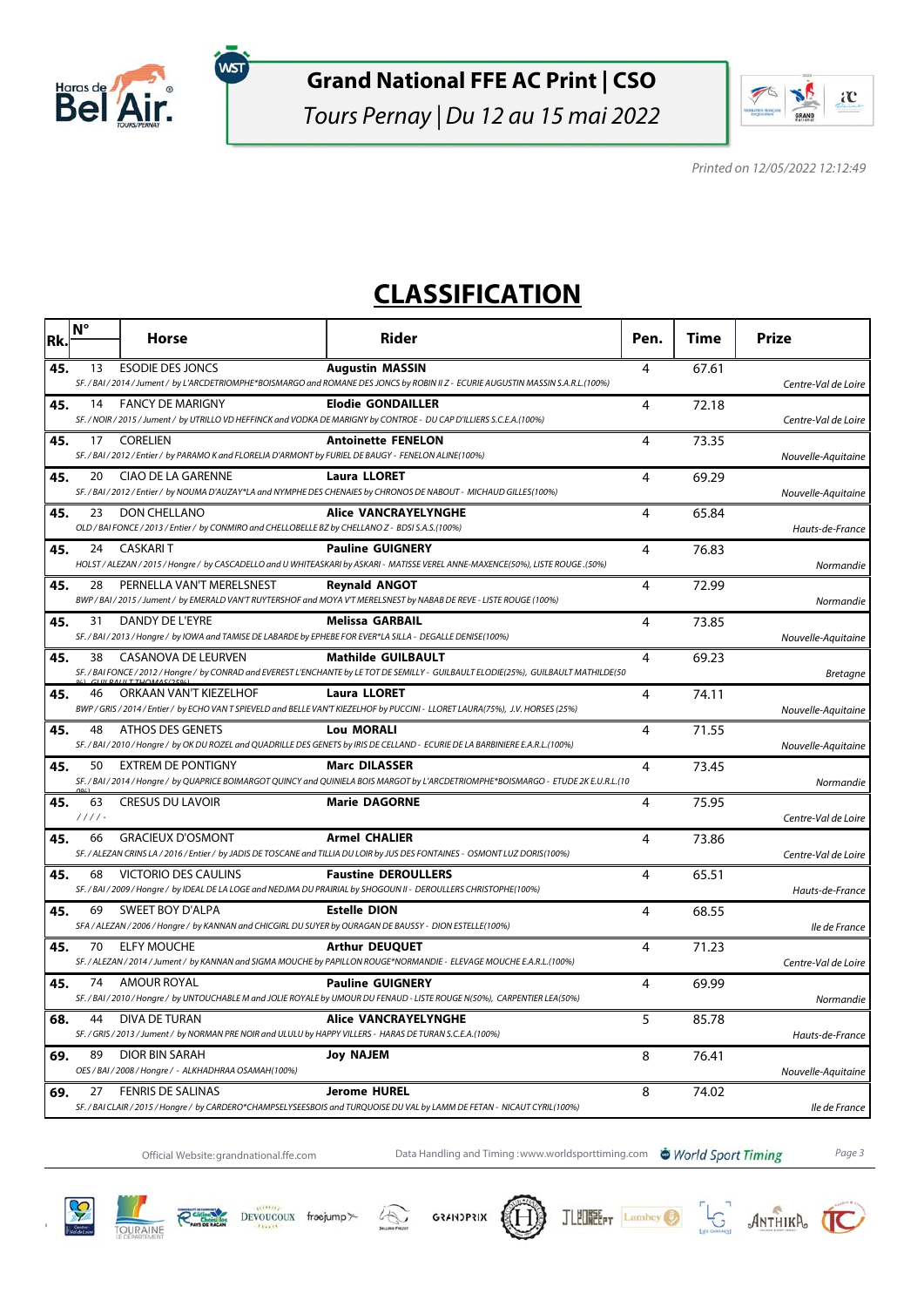# Grand National FFE AC Print | CSO

*Tours Pernay | Du 12 au 15 mai 2022*

*Printed on 12/05/2022 12:12:49*

# CLASSIFICATION

| Rk. | N° | Horse | Rider | Pen. | Time | Prize |
|---|---|---|---|---|---|---|
| **45.** | 13 | ESODIE DES JONCS<br>*SF. / BAI / 2014 / Jument / by L'ARCDETRIOMPHE*BOISMARGO and ROMANE DES JONCS by ROBIN II Z - ECURIE AUGUSTIN MASSIN S.A.R.L.(100%)* | **Augustin MASSIN** | 4 | 67.61 | *Centre-Val de Loire* |
| **45.** | 14 | FANCY DE MARIGNY<br>*SF. / NOIR / 2015 / Jument / by UTRILLO VD HEFFINCK and VODKA DE MARIGNY by CONTROE - DU CAP D'ILLIERS S.C.E.A.(100%)* | **Elodie GONDAILLER** | 4 | 72.18 | *Centre-Val de Loire* |
| **45.** | 17 | CORELIEN<br>*SF. / BAI / 2012 / Entier / by PARAMO K and FLORELIA D'ARMONT by FURIEL DE BAUGY - FENELON ALINE(100%)* | **Antoinette FENELON** | 4 | 73.35 | *Nouvelle-Aquitaine* |
| **45.** | 20 | CIAO DE LA GARENNE<br>*SF. / BAI / 2012 / Entier / by NOUMA D'AUZAY*LA and NYMPHE DES CHENAIES by CHRONOS DE NABOUT - MICHAUD GILLES(100%)* | **Laura LLORET** | 4 | 69.29 | *Nouvelle-Aquitaine* |
| **45.** | 23 | DON CHELLANO<br>*OLD / BAI FONCE / 2013 / Entier / by CONMIRO and CHELLOBELLE BZ by CHELLANO Z - BDSI S.A.S.(100%)* | **Alice VANCRAYELYNGHE** | 4 | 65.84 | *Hauts-de-France* |
| **45.** | 24 | CASKARI T<br>*HOLST / ALEZAN / 2015 / Hongre / by CASCADELLO and U WHITEASKARI by ASKARI - MATISSE VEREL ANNE-MAXENCE(50%), LISTE ROUGE .(50%)* | **Pauline GUIGNERY** | 4 | 76.83 | *Normandie* |
| **45.** | 28 | PERNELLA VAN'T MERELSNEST<br>*BWP / BAI / 2015 / Jument / by EMERALD VAN'T RUYTERSHOF and MOYA V'T MERELSNEST by NABAB DE REVE - LISTE ROUGE (100%)* | **Reynald ANGOT** | 4 | 72.99 | *Normandie* |
| **45.** | 31 | DANDY DE L'EYRE<br>*SF. / BAI / 2013 / Hongre / by IOWA and TAMISE DE LABARDE by EPHEBE FOR EVER*LA SILLA - DEGALLE DENISE(100%)* | **Melissa GARBAIL** | 4 | 73.85 | *Nouvelle-Aquitaine* |
| **45.** | 38 | CASANOVA DE LEURVEN<br>*SF. / BAI FONCE / 2012 / Hongre / by CONRAD and EVEREST L'ENCHANTE by LE TOT DE SEMILLY - GUILBAULT ELODIE(25%), GUILBAULT MATHILDE(50%), GUILBAULT THOMAS(25%)* | **Mathilde GUILBAULT** | 4 | 69.23 | *Bretagne* |
| **45.** | 46 | ORKAAN VAN'T KIEZELHOF<br>*BWP / GRIS / 2014 / Entier / by ECHO VAN T SPIEVELD and BELLE VAN'T KIEZELHOF by PUCCINI - LLORET LAURA(75%), J.V. HORSES (25%)* | **Laura LLORET** | 4 | 74.11 | *Nouvelle-Aquitaine* |
| **45.** | 48 | ATHOS DES GENETS<br>*SF. / BAI / 2010 / Hongre / by OK DU ROZEL and QUADRILLE DES GENETS by IRIS DE CELLAND - ECURIE DE LA BARBINIERE E.A.R.L.(100%)* | **Lou MORALI** | 4 | 71.55 | *Nouvelle-Aquitaine* |
| **45.** | 50 | EXTREM DE PONTIGNY<br>*SF. / BAI / 2014 / Hongre / by QUAPRICE BOIMARGOT QUINCY and QUINIELA BOIS MARGOT by L'ARCDETRIOMPHE*BOISMARGO - ETUDE 2K E.U.R.L.(100%)* | **Marc DILASSER** | 4 | 73.45 | *Normandie* |
| **45.** | 63 | CRESUS DU LAVOIR<br>*/ / / / -* | **Marie DAGORNE** | 4 | 75.95 | *Centre-Val de Loire* |
| **45.** | 66 | GRACIEUX D'OSMONT<br>*SF. / ALEZAN CRINS LA / 2016 / Entier / by JADIS DE TOSCANE and TILLIA DU LOIR by JUS DES FONTAINES - OSMONT LUZ DORIS(100%)* | **Armel CHALIER** | 4 | 73.86 | *Centre-Val de Loire* |
| **45.** | 68 | VICTORIO DES CAULINS<br>*SF. / BAI / 2009 / Hongre / by IDEAL DE LA LOGE and NEDJMA DU PRAIRIAL by SHOGOUN II - DEROULLERS CHRISTOPHE(100%)* | **Faustine DEROULLERS** | 4 | 65.51 | *Hauts-de-France* |
| **45.** | 69 | SWEET BOY D'ALPA<br>*SFA / ALEZAN / 2006 / Hongre / by KANNAN and CHICGIRL DU SUYER by OURAGAN DE BAUSSY - DION ESTELLE(100%)* | **Estelle DION** | 4 | 68.55 | *Ile de France* |
| **45.** | 70 | ELFY MOUCHE<br>*SF. / ALEZAN / 2014 / Jument / by KANNAN and SIGMA MOUCHE by PAPILLON ROUGE*NORMANDIE - ELEVAGE MOUCHE E.A.R.L.(100%)* | **Arthur DEUQUET** | 4 | 71.23 | *Centre-Val de Loire* |
| **45.** | 74 | AMOUR ROYAL<br>*SF. / BAI / 2010 / Hongre / by UNTOUCHABLE M and JOLIE ROYALE by UMOUR DU FENAUD - LISTE ROUGE N(50%), CARPENTIER LEA(50%)* | **Pauline GUIGNERY** | 4 | 69.99 | *Normandie* |
| **68.** | 44 | DIVA DE TURAN<br>*SF. / GRIS / 2013 / Jument / by NORMAN PRE NOIR and ULULU by HAPPY VILLERS - HARAS DE TURAN S.C.E.A.(100%)* | **Alice VANCRAYELYNGHE** | 5 | 85.78 | *Hauts-de-France* |
| **69.** | 89 | DIOR BIN SARAH<br>*OES / BAI / 2008 / Hongre / - ALKHADHRAA OSAMAH(100%)* | **Joy NAJEM** | 8 | 76.41 | *Nouvelle-Aquitaine* |
| **69.** | 27 | FENRIS DE SALINAS<br>*SF. / BAI CLAIR / 2015 / Hongre / by CARDERO*CHAMPSELYSEESBOIS and TURQUOISE DU VAL by LAMM DE FETAN - NICAUT CYRIL(100%)* | **Jerome HUREL** | 8 | 74.02 | *Ile de France* |

Official Website: grandnational.ffe.com    Data Handling and Timing : www.worldsporttiming.com    World Sport Timing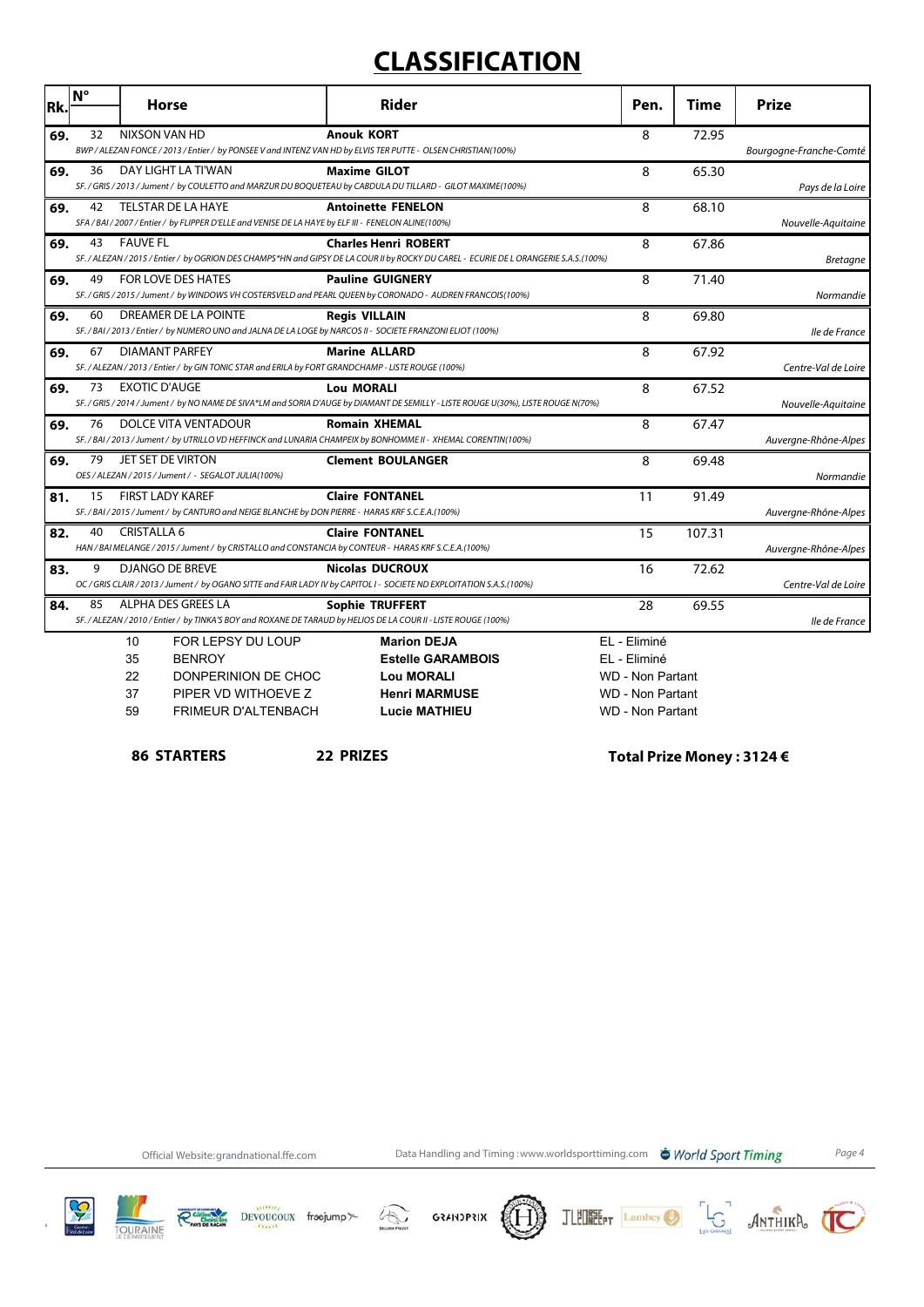# CLASSIFICATION

| Rk. | N° | Horse | Rider | Pen. | Time | Prize |
|---|---|---|---|---|---|---|
| 69. | 32 | NIXSON VAN HD<br>*BWP / ALEZAN FONCE / 2013 / Entier / by PONSEE V and INTENZ VAN HD by ELVIS TER PUTTE - OLSEN CHRISTIAN(100%)* | **Anouk KORT** | 8 | 72.95 | *Bourgogne-Franche-Comté* |
| 69. | 36 | DAY LIGHT LA TI'WAN<br>*SF. / GRIS / 2013 / Jument / by COULETTO and MARZUR DU BOQUETEAU by CABDULA DU TILLARD - GILOT MAXIME(100%)* | **Maxime GILOT** | 8 | 65.30 | *Pays de la Loire* |
| 69. | 42 | TELSTAR DE LA HAYE<br>*SFA / BAI / 2007 / Entier / by FLIPPER D'ELLE and VENISE DE LA HAYE by ELF III - FENELON ALINE(100%)* | **Antoinette FENELON** | 8 | 68.10 | *Nouvelle-Aquitaine* |
| 69. | 43 | FAUVE FL<br>*SF. / ALEZAN / 2015 / Entier / by OGRION DES CHAMPS\*HN and GIPSY DE LA COUR II by ROCKY DU CAREL - ECURIE DE L ORANGERIE S.A.S.(100%)* | **Charles Henri ROBERT** | 8 | 67.86 | *Bretagne* |
| 69. | 49 | FOR LOVE DES HATES<br>*SF. / GRIS / 2015 / Jument / by WINDOWS VH COSTERSVELD and PEARL QUEEN by CORONADO - AUDREN FRANCOIS(100%)* | **Pauline GUIGNERY** | 8 | 71.40 | *Normandie* |
| 69. | 60 | DREAMER DE LA POINTE<br>*SF. / BAI / 2013 / Entier / by NUMERO UNO and JALNA DE LA LOGE by NARCOS II - SOCIETE FRANZONI ELIOT (100%)* | **Regis VILLAIN** | 8 | 69.80 | *Ile de France* |
| 69. | 67 | DIAMANT PARFEY<br>*SF. / ALEZAN / 2013 / Entier / by GIN TONIC STAR and ERILA by FORT GRANDCHAMP - LISTE ROUGE (100%)* | **Marine ALLARD** | 8 | 67.92 | *Centre-Val de Loire* |
| 69. | 73 | EXOTIC D'AUGE<br>*SF. / GRIS / 2014 / Jument / by NO NAME DE SIVA\*LM and SORIA D'AUGE by DIAMANT DE SEMILLY - LISTE ROUGE U(30%), LISTE ROUGE N(70%)* | **Lou MORALI** | 8 | 67.52 | *Nouvelle-Aquitaine* |
| 69. | 76 | DOLCE VITA VENTADOUR<br>*SF. / BAI / 2013 / Jument / by UTRILLO VD HEFFINCK and LUNARIA CHAMPEIX by BONHOMME II - XHEMAL CORENTIN(100%)* | **Romain XHEMAL** | 8 | 67.47 | *Auvergne-Rhône-Alpes* |
| 69. | 79 | JET SET DE VIRTON<br>*OES / ALEZAN / 2015 / Jument / - SEGALOT JULIA(100%)* | **Clement BOULANGER** | 8 | 69.48 | *Normandie* |
| 81. | 15 | FIRST LADY KAREF<br>*SF. / BAI / 2015 / Jument / by CANTURO and NEIGE BLANCHE by DON PIERRE - HARAS KRF S.C.E.A.(100%)* | **Claire FONTANEL** | 11 | 91.49 | *Auvergne-Rhône-Alpes* |
| 82. | 40 | CRISTALLA 6<br>*HAN / BAI MELANGE / 2015 / Jument / by CRISTALLO and CONSTANCIA by CONTEUR - HARAS KRF S.C.E.A.(100%)* | **Claire FONTANEL** | 15 | 107.31 | *Auvergne-Rhône-Alpes* |
| 83. | 9 | DJANGO DE BREVE<br>*OC / GRIS CLAIR / 2013 / Jument / by OGANO SITTE and FAIR LADY IV by CAPITOL I - SOCIETE ND EXPLOITATION S.A.S.(100%)* | **Nicolas DUCROUX** | 16 | 72.62 | *Centre-Val de Loire* |
| 84. | 85 | ALPHA DES GREES LA<br>*SF. / ALEZAN / 2010 / Entier / by TINKA'S BOY and ROXANE DE TARAUD by HELIOS DE LA COUR II - LISTE ROUGE (100%)* | **Sophie TRUFFERT** | 28 | 69.55 | *Ile de France* |

| | | | |
|---|---|---|---|
| 10 | FOR LEPSY DU LOUP | **Marion DEJA** | EL - Eliminé |
| 35 | BENROY | **Estelle GARAMBOIS** | EL - Eliminé |
| 22 | DONPERINION DE CHOC | **Lou MORALI** | WD - Non Partant |
| 37 | PIPER VD WITHOEVE Z | **Henri MARMUSE** | WD - Non Partant |
| 59 | FRIMEUR D'ALTENBACH | **Lucie MATHIEU** | WD - Non Partant |

**86 STARTERS** **22 PRIZES** **Total Prize Money : 3124 €**

Official Website: grandnational.ffe.com Data Handling and Timing : www.worldsporttiming.com World Sport Timing